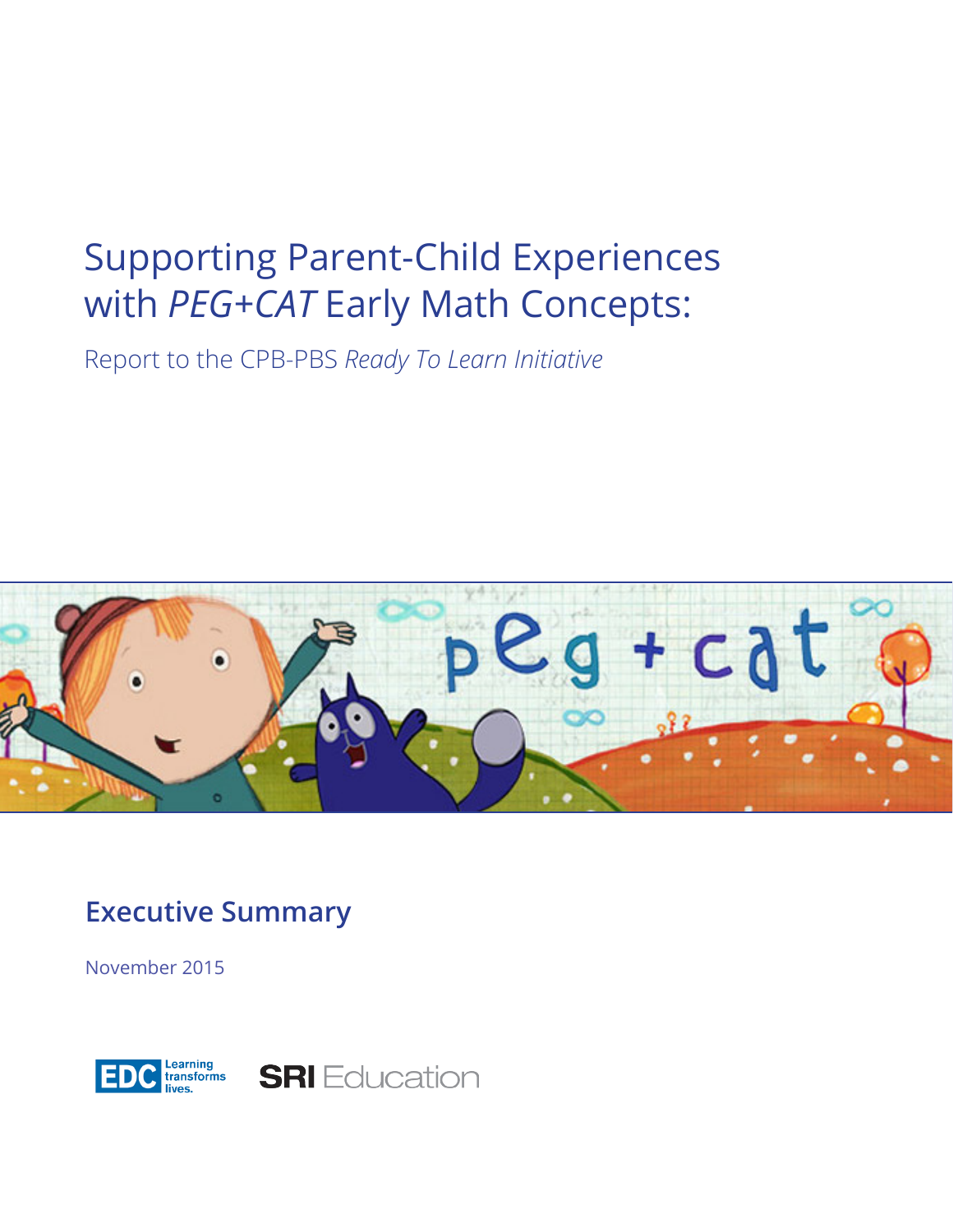# Supporting Parent-Child Experiences with *PEG+CAT* Early Math Concepts:

Report to the CPB-PBS *Ready To Learn Initiative*

## Executive Summary

November 2015

EDC Learning transforms lives.

SRI Education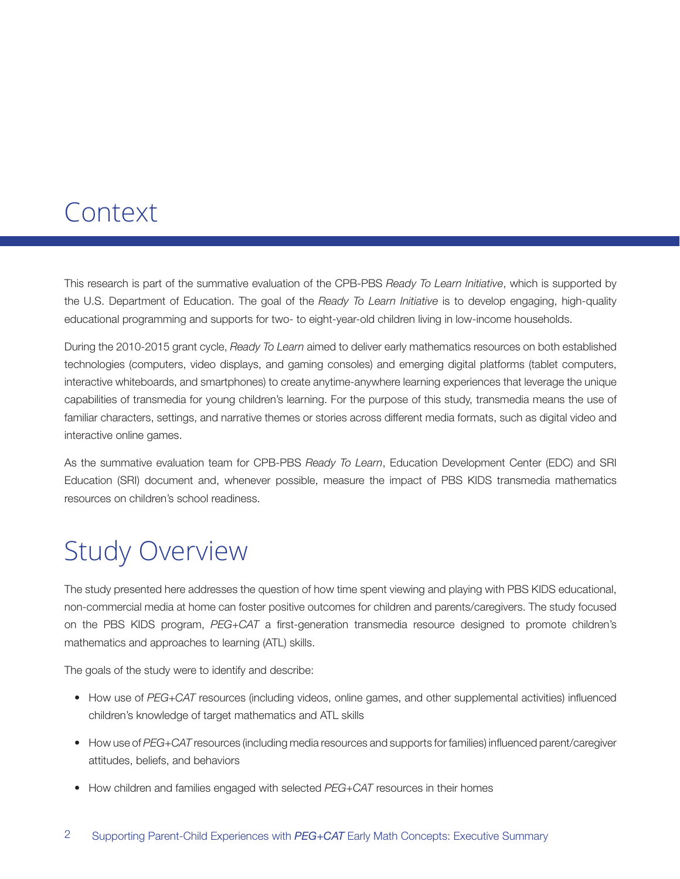# Context

This research is part of the summative evaluation of the CPB-PBS *Ready To Learn Initiative*, which is supported by the U.S. Department of Education. The goal of the *Ready To Learn Initiative* is to develop engaging, high-quality educational programming and supports for two- to eight-year-old children living in low-income households.

During the 2010-2015 grant cycle, *Ready To Learn* aimed to deliver early mathematics resources on both established technologies (computers, video displays, and gaming consoles) and emerging digital platforms (tablet computers, interactive whiteboards, and smartphones) to create anytime-anywhere learning experiences that leverage the unique capabilities of transmedia for young children's learning. For the purpose of this study, transmedia means the use of familiar characters, settings, and narrative themes or stories across different media formats, such as digital video and interactive online games.

As the summative evaluation team for CPB-PBS *Ready To Learn*, Education Development Center (EDC) and SRI Education (SRI) document and, whenever possible, measure the impact of PBS KIDS transmedia mathematics resources on children's school readiness.

# Study Overview

The study presented here addresses the question of how time spent viewing and playing with PBS KIDS educational, non-commercial media at home can foster positive outcomes for children and parents/caregivers. The study focused on the PBS KIDS program, *PEG+CAT* a first-generation transmedia resource designed to promote children's mathematics and approaches to learning (ATL) skills.

The goals of the study were to identify and describe:

- How use of *PEG+CAT* resources (including videos, online games, and other supplemental activities) influenced children's knowledge of target mathematics and ATL skills
- How use of *PEG+CAT* resources (including media resources and supports for families) influenced parent/caregiver attitudes, beliefs, and behaviors
- How children and families engaged with selected *PEG+CAT* resources in their homes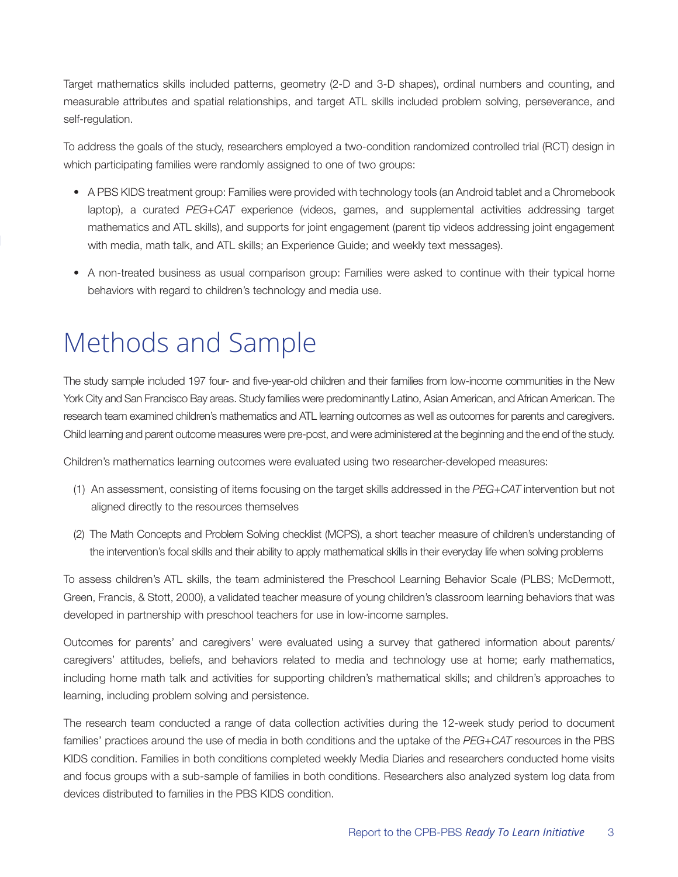Target mathematics skills included patterns, geometry (2-D and 3-D shapes), ordinal numbers and counting, and measurable attributes and spatial relationships, and target ATL skills included problem solving, perseverance, and self-regulation.

To address the goals of the study, researchers employed a two-condition randomized controlled trial (RCT) design in which participating families were randomly assigned to one of two groups:

- A PBS KIDS treatment group: Families were provided with technology tools (an Android tablet and a Chromebook laptop), a curated *PEG+CAT* experience (videos, games, and supplemental activities addressing target mathematics and ATL skills), and supports for joint engagement (parent tip videos addressing joint engagement with media, math talk, and ATL skills; an Experience Guide; and weekly text messages).
- A non-treated business as usual comparison group: Families were asked to continue with their typical home behaviors with regard to children's technology and media use.

# Methods and Sample

The study sample included 197 four- and five-year-old children and their families from low-income communities in the New York City and San Francisco Bay areas. Study families were predominantly Latino, Asian American, and African American. The research team examined children's mathematics and ATL learning outcomes as well as outcomes for parents and caregivers. Child learning and parent outcome measures were pre-post, and were administered at the beginning and the end of the study.

Children's mathematics learning outcomes were evaluated using two researcher-developed measures:

(1) An assessment, consisting of items focusing on the target skills addressed in the *PEG+CAT* intervention but not aligned directly to the resources themselves

(2) The Math Concepts and Problem Solving checklist (MCPS), a short teacher measure of children's understanding of the intervention's focal skills and their ability to apply mathematical skills in their everyday life when solving problems

To assess children's ATL skills, the team administered the Preschool Learning Behavior Scale (PLBS; McDermott, Green, Francis, & Stott, 2000), a validated teacher measure of young children's classroom learning behaviors that was developed in partnership with preschool teachers for use in low-income samples.

Outcomes for parents' and caregivers' were evaluated using a survey that gathered information about parents/caregivers' attitudes, beliefs, and behaviors related to media and technology use at home; early mathematics, including home math talk and activities for supporting children's mathematical skills; and children's approaches to learning, including problem solving and persistence.

The research team conducted a range of data collection activities during the 12-week study period to document families' practices around the use of media in both conditions and the uptake of the *PEG+CAT* resources in the PBS KIDS condition. Families in both conditions completed weekly Media Diaries and researchers conducted home visits and focus groups with a sub-sample of families in both conditions. Researchers also analyzed system log data from devices distributed to families in the PBS KIDS condition.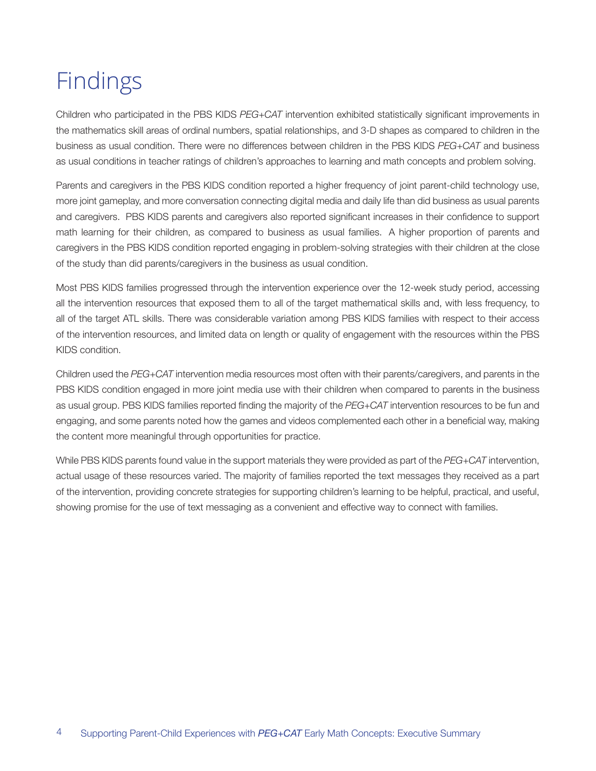# Findings

Children who participated in the PBS KIDS *PEG+CAT* intervention exhibited statistically significant improvements in the mathematics skill areas of ordinal numbers, spatial relationships, and 3-D shapes as compared to children in the business as usual condition. There were no differences between children in the PBS KIDS *PEG+CAT* and business as usual conditions in teacher ratings of children's approaches to learning and math concepts and problem solving.

Parents and caregivers in the PBS KIDS condition reported a higher frequency of joint parent-child technology use, more joint gameplay, and more conversation connecting digital media and daily life than did business as usual parents and caregivers. PBS KIDS parents and caregivers also reported significant increases in their confidence to support math learning for their children, as compared to business as usual families. A higher proportion of parents and caregivers in the PBS KIDS condition reported engaging in problem-solving strategies with their children at the close of the study than did parents/caregivers in the business as usual condition.

Most PBS KIDS families progressed through the intervention experience over the 12-week study period, accessing all the intervention resources that exposed them to all of the target mathematical skills and, with less frequency, to all of the target ATL skills. There was considerable variation among PBS KIDS families with respect to their access of the intervention resources, and limited data on length or quality of engagement with the resources within the PBS KIDS condition.

Children used the *PEG+CAT* intervention media resources most often with their parents/caregivers, and parents in the PBS KIDS condition engaged in more joint media use with their children when compared to parents in the business as usual group. PBS KIDS families reported finding the majority of the *PEG+CAT* intervention resources to be fun and engaging, and some parents noted how the games and videos complemented each other in a beneficial way, making the content more meaningful through opportunities for practice.

While PBS KIDS parents found value in the support materials they were provided as part of the *PEG+CAT* intervention, actual usage of these resources varied. The majority of families reported the text messages they received as a part of the intervention, providing concrete strategies for supporting children's learning to be helpful, practical, and useful, showing promise for the use of text messaging as a convenient and effective way to connect with families.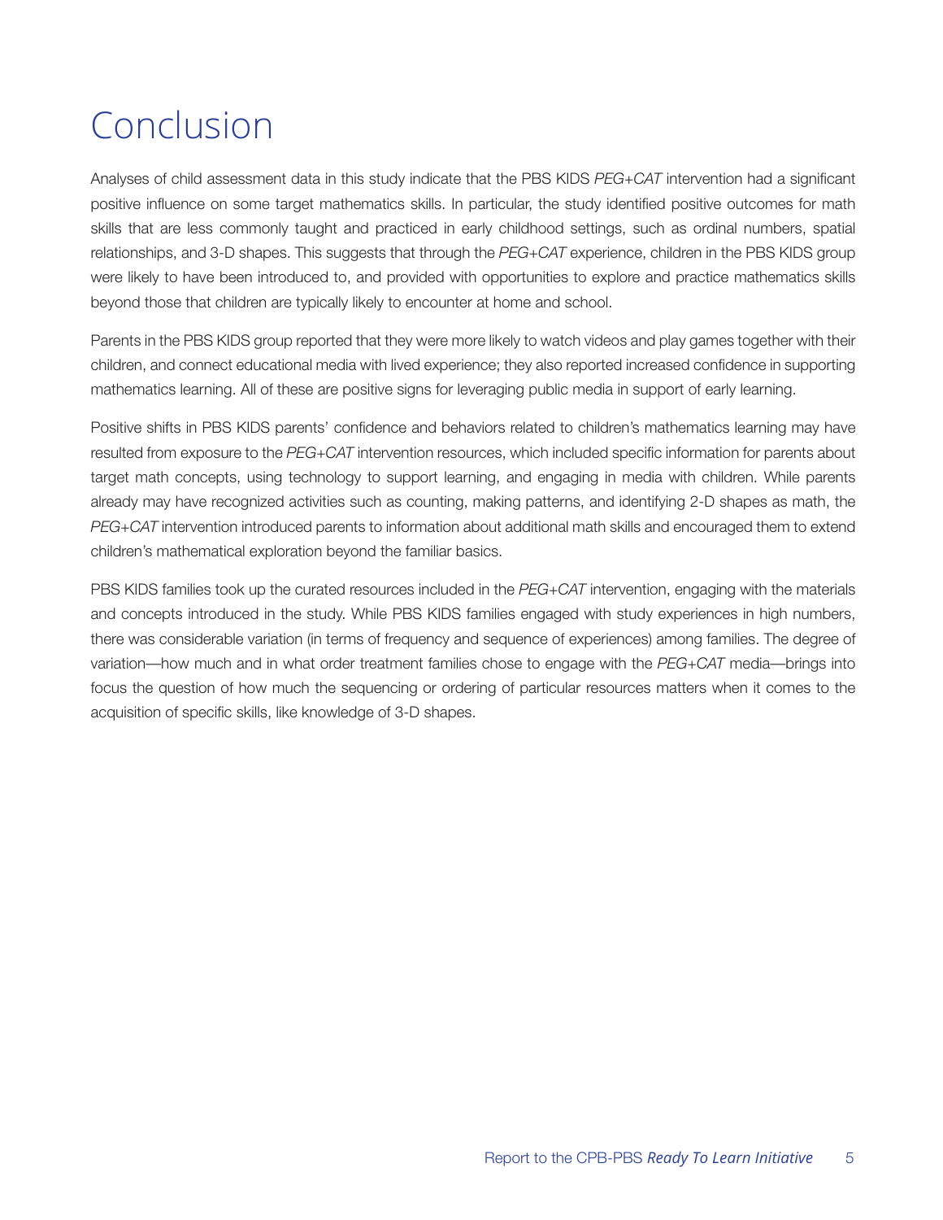# Conclusion

Analyses of child assessment data in this study indicate that the PBS KIDS *PEG+CAT* intervention had a significant positive influence on some target mathematics skills. In particular, the study identified positive outcomes for math skills that are less commonly taught and practiced in early childhood settings, such as ordinal numbers, spatial relationships, and 3-D shapes. This suggests that through the *PEG+CAT* experience, children in the PBS KIDS group were likely to have been introduced to, and provided with opportunities to explore and practice mathematics skills beyond those that children are typically likely to encounter at home and school.

Parents in the PBS KIDS group reported that they were more likely to watch videos and play games together with their children, and connect educational media with lived experience; they also reported increased confidence in supporting mathematics learning. All of these are positive signs for leveraging public media in support of early learning.

Positive shifts in PBS KIDS parents' confidence and behaviors related to children's mathematics learning may have resulted from exposure to the *PEG+CAT* intervention resources, which included specific information for parents about target math concepts, using technology to support learning, and engaging in media with children. While parents already may have recognized activities such as counting, making patterns, and identifying 2-D shapes as math, the *PEG+CAT* intervention introduced parents to information about additional math skills and encouraged them to extend children's mathematical exploration beyond the familiar basics.

PBS KIDS families took up the curated resources included in the *PEG+CAT* intervention, engaging with the materials and concepts introduced in the study. While PBS KIDS families engaged with study experiences in high numbers, there was considerable variation (in terms of frequency and sequence of experiences) among families. The degree of variation—how much and in what order treatment families chose to engage with the *PEG+CAT* media—brings into focus the question of how much the sequencing or ordering of particular resources matters when it comes to the acquisition of specific skills, like knowledge of 3-D shapes.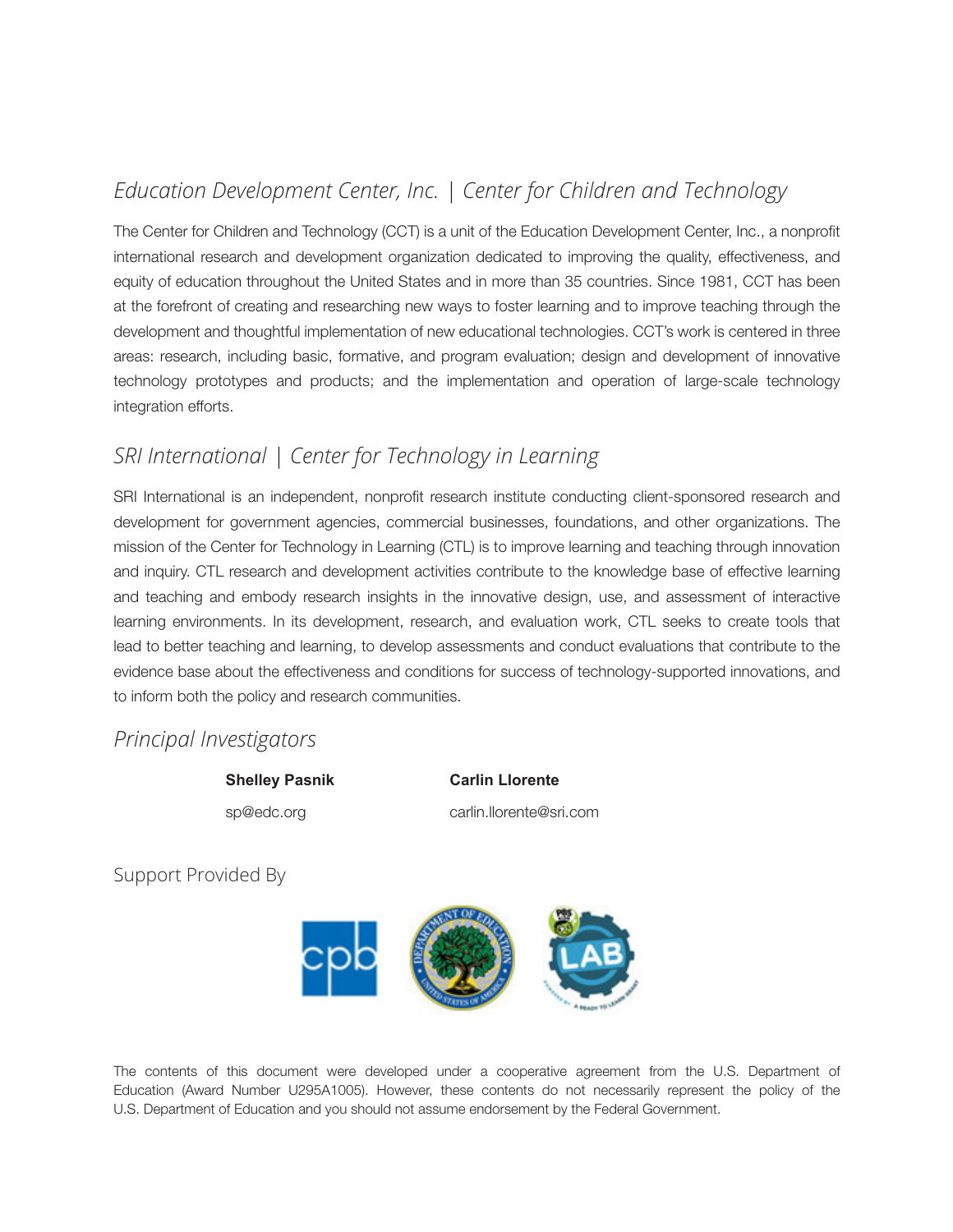## Education Development Center, Inc. | Center for Children and Technology

The Center for Children and Technology (CCT) is a unit of the Education Development Center, Inc., a nonprofit international research and development organization dedicated to improving the quality, effectiveness, and equity of education throughout the United States and in more than 35 countries. Since 1981, CCT has been at the forefront of creating and researching new ways to foster learning and to improve teaching through the development and thoughtful implementation of new educational technologies. CCT's work is centered in three areas: research, including basic, formative, and program evaluation; design and development of innovative technology prototypes and products; and the implementation and operation of large-scale technology integration efforts.

## SRI International | Center for Technology in Learning

SRI International is an independent, nonprofit research institute conducting client-sponsored research and development for government agencies, commercial businesses, foundations, and other organizations. The mission of the Center for Technology in Learning (CTL) is to improve learning and teaching through innovation and inquiry. CTL research and development activities contribute to the knowledge base of effective learning and teaching and embody research insights in the innovative design, use, and assessment of interactive learning environments. In its development, research, and evaluation work, CTL seeks to create tools that lead to better teaching and learning, to develop assessments and conduct evaluations that contribute to the evidence base about the effectiveness and conditions for success of technology-supported innovations, and to inform both the policy and research communities.

## Principal Investigators

**Shelley Pasnik**
sp@edc.org

**Carlin Llorente**
carlin.llorente@sri.com

Support Provided By

The contents of this document were developed under a cooperative agreement from the U.S. Department of Education (Award Number U295A1005). However, these contents do not necessarily represent the policy of the U.S. Department of Education and you should not assume endorsement by the Federal Government.